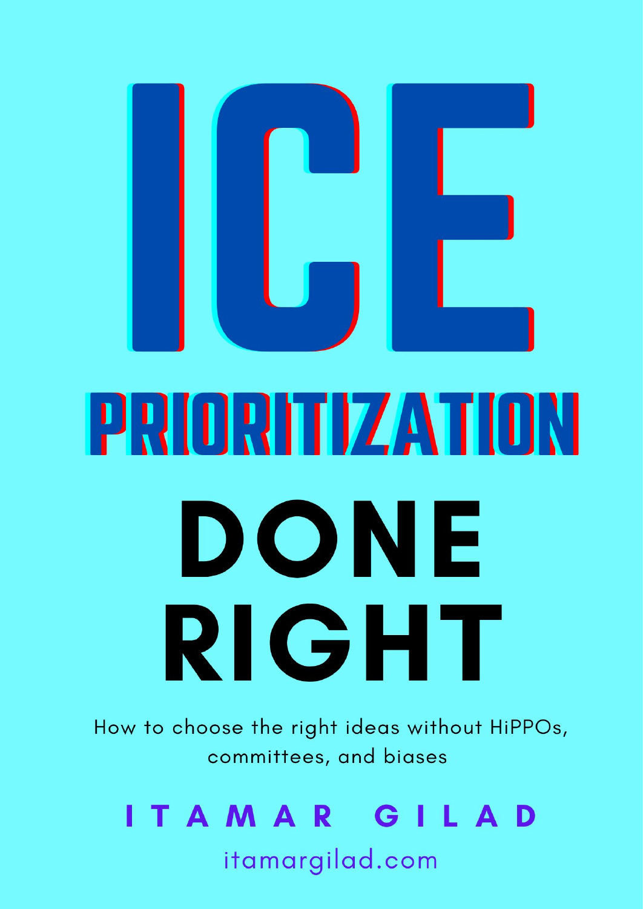# ICE PRIORITIZATION DONE RIGHT

How to choose the right ideas without HiPPOs, committees, and biases

ITAMAR GILAD

itamargilad.com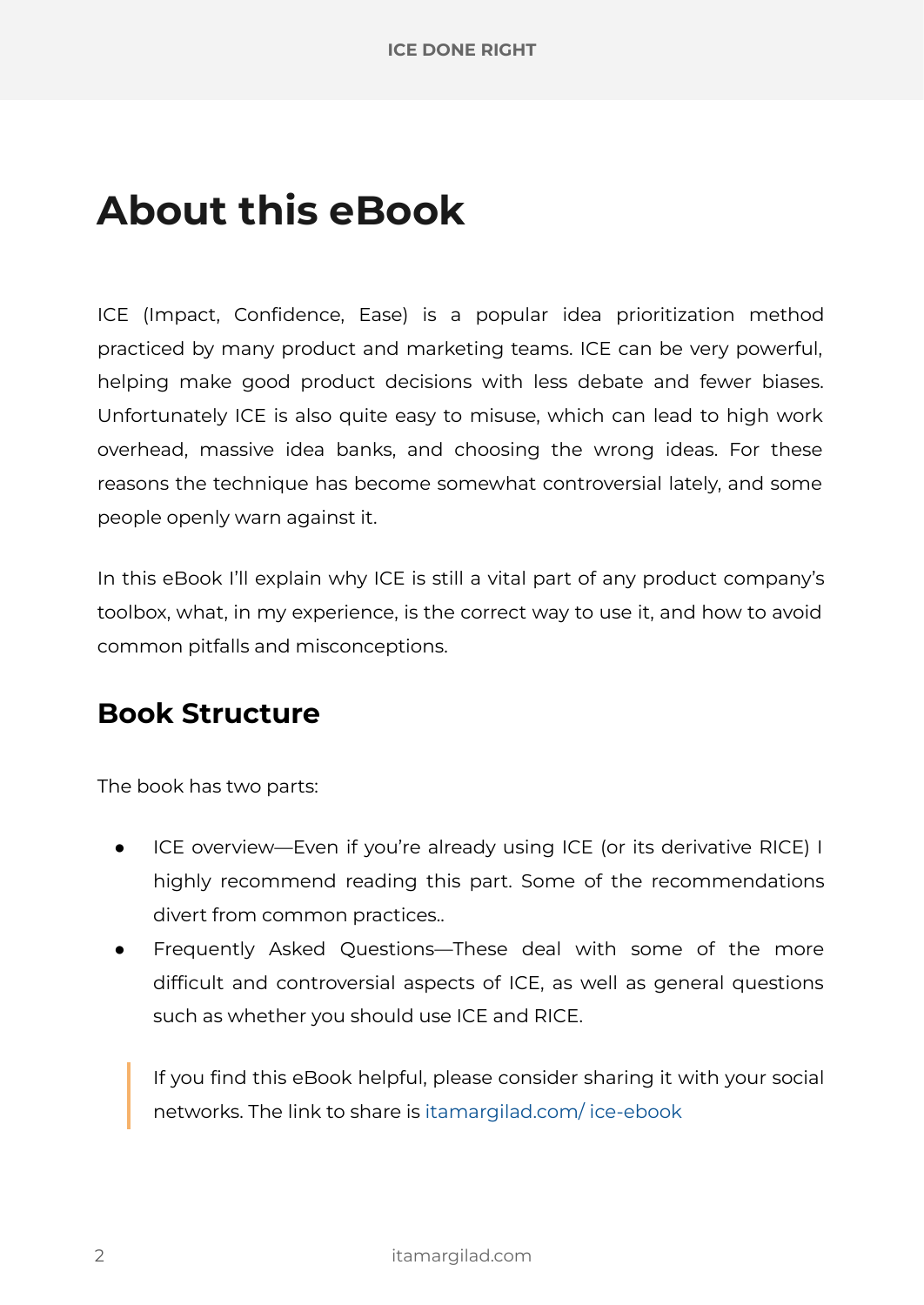# About this eBook

ICE (Impact, Confidence, Ease) is a popular idea prioritization method practiced by many product and marketing teams. ICE can be very powerful, helping make good product decisions with less debate and fewer biases. Unfortunately ICE is also quite easy to misuse, which can lead to high work overhead, massive idea banks, and choosing the wrong ideas. For these reasons the technique has become somewhat controversial lately, and some people openly warn against it.

In this eBook I'll explain why ICE is still a vital part of any product company's toolbox, what, in my experience, is the correct way to use it, and how to avoid common pitfalls and misconceptions.

## Book Structure

The book has two parts:

- ICE overview—Even if you're already using ICE (or its derivative RICE) I highly recommend reading this part. Some of the recommendations divert from common practices..
- Frequently Asked Questions—These deal with some of the more difficult and controversial aspects of ICE, as well as general questions such as whether you should use ICE and RICE.

> If you find this eBook helpful, please consider sharing it with your social networks. The link to share is itamargilad.com/ ice-ebook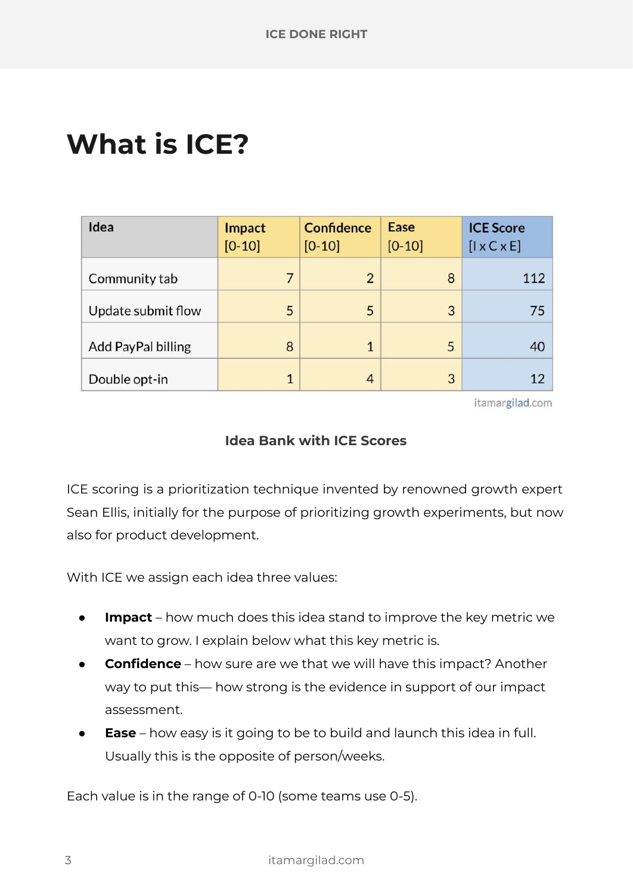# What is ICE?

| Idea | Impact [0-10] | Confidence [0-10] | Ease [0-10] | ICE Score [I x C x E] |
|---|---|---|---|---|
| Community tab | 7 | 2 | 8 | 112 |
| Update submit flow | 5 | 5 | 3 | 75 |
| Add PayPal billing | 8 | 1 | 5 | 40 |
| Double opt-in | 1 | 4 | 3 | 12 |

itamargilad.com

**Idea Bank with ICE Scores**

ICE scoring is a prioritization technique invented by renowned growth expert Sean Ellis, initially for the purpose of prioritizing growth experiments, but now also for product development.

With ICE we assign each idea three values:

- **Impact** – how much does this idea stand to improve the key metric we want to grow. I explain below what this key metric is.
- **Confidence** – how sure are we that we will have this impact? Another way to put this— how strong is the evidence in support of our impact assessment.
- **Ease** – how easy is it going to be to build and launch this idea in full. Usually this is the opposite of person/weeks.

Each value is in the range of 0-10 (some teams use 0-5).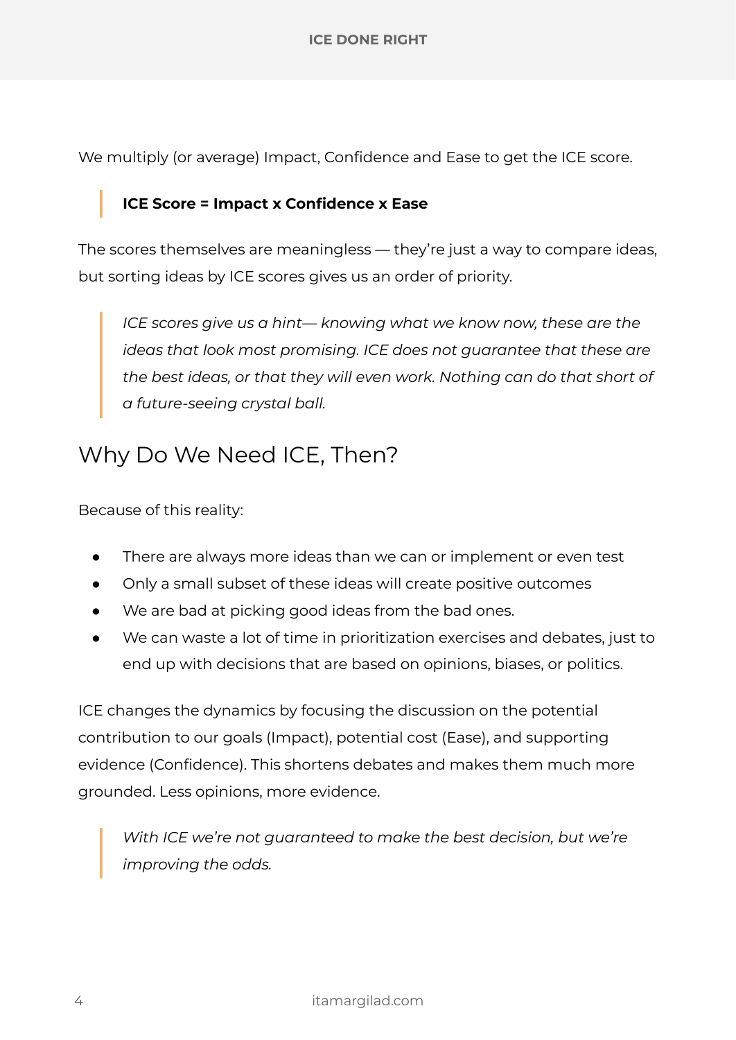We multiply (or average) Impact, Confidence and Ease to get the ICE score.

> **ICE Score = Impact x Confidence x Ease**

The scores themselves are meaningless — they're just a way to compare ideas, but sorting ideas by ICE scores gives us an order of priority.

> *ICE scores give us a hint— knowing what we know now, these are the ideas that look most promising. ICE does not guarantee that these are the best ideas, or that they will even work. Nothing can do that short of a future-seeing crystal ball.*

## Why Do We Need ICE, Then?

Because of this reality:

- There are always more ideas than we can or implement or even test
- Only a small subset of these ideas will create positive outcomes
- We are bad at picking good ideas from the bad ones.
- We can waste a lot of time in prioritization exercises and debates, just to end up with decisions that are based on opinions, biases, or politics.

ICE changes the dynamics by focusing the discussion on the potential contribution to our goals (Impact), potential cost (Ease), and supporting evidence (Confidence). This shortens debates and makes them much more grounded. Less opinions, more evidence.

> *With ICE we're not guaranteed to make the best decision, but we're improving the odds.*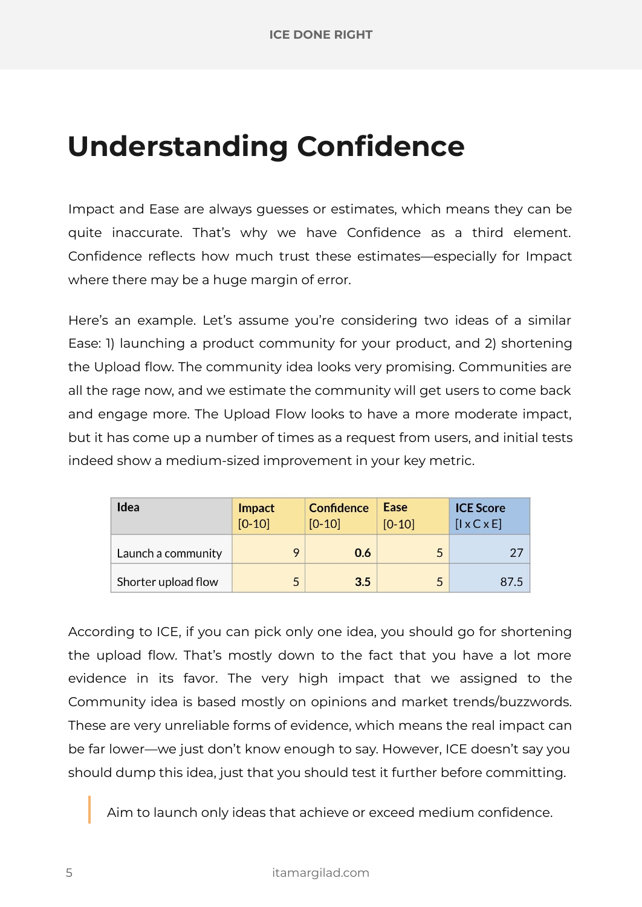# Understanding Confidence

Impact and Ease are always guesses or estimates, which means they can be quite inaccurate. That's why we have Confidence as a third element. Confidence reflects how much trust these estimates—especially for Impact where there may be a huge margin of error.

Here's an example. Let's assume you're considering two ideas of a similar Ease: 1) launching a product community for your product, and 2) shortening the Upload flow. The community idea looks very promising. Communities are all the rage now, and we estimate the community will get users to come back and engage more. The Upload Flow looks to have a more moderate impact, but it has come up a number of times as a request from users, and initial tests indeed show a medium-sized improvement in your key metric.

| Idea | Impact [0-10] | Confidence [0-10] | Ease [0-10] | ICE Score [I x C x E] |
|---|---|---|---|---|
| Launch a community | 9 | **0.6** | 5 | 27 |
| Shorter upload flow | 5 | **3.5** | 5 | 87.5 |

According to ICE, if you can pick only one idea, you should go for shortening the upload flow. That's mostly down to the fact that you have a lot more evidence in its favor. The very high impact that we assigned to the Community idea is based mostly on opinions and market trends/buzzwords. These are very unreliable forms of evidence, which means the real impact can be far lower—we just don't know enough to say. However, ICE doesn't say you should dump this idea, just that you should test it further before committing.

> Aim to launch only ideas that achieve or exceed medium confidence.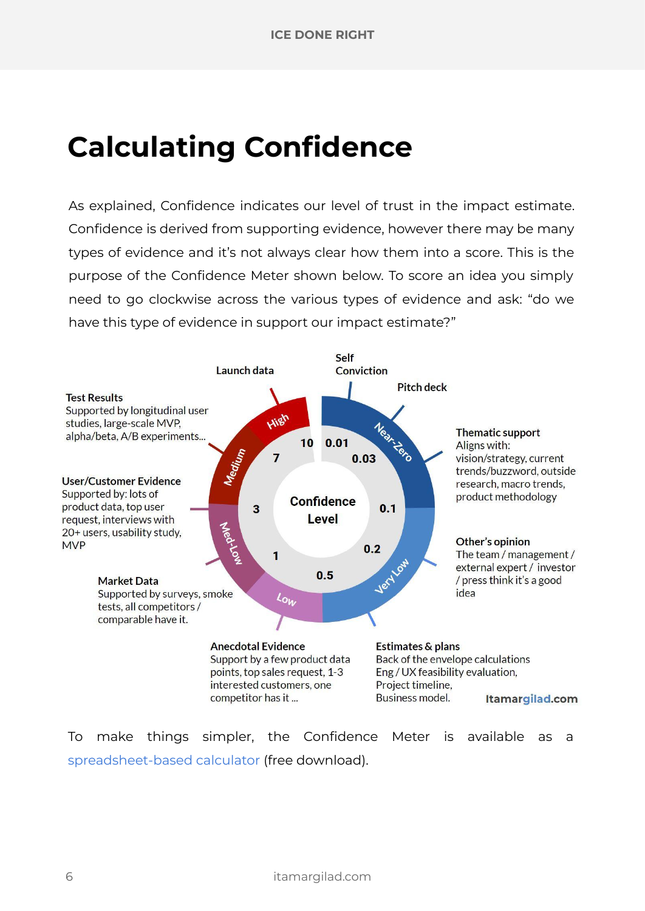# Calculating Confidence

As explained, Confidence indicates our level of trust in the impact estimate. Confidence is derived from supporting evidence, however there may be many types of evidence and it's not always clear how them into a score. This is the purpose of the Confidence Meter shown below. To score an idea you simply need to go clockwise across the various types of evidence and ask: "do we have this type of evidence in support our impact estimate?"

Self Conviction

Pitch deck

**Thematic support**
Aligns with: vision/strategy, current trends/buzzword, outside research, macro trends, product methodology

**Other's opinion**
The team / management / external expert / investor / press think it's a good idea

**Estimates & plans**
Back of the envelope calculations Eng / UX feasibility evaluation, Project timeline, Business model.

**Anecdotal Evidence**
Support by a few product data points, top sales request, 1-3 interested customers, one competitor has it ...

**Market Data**
Supported by surveys, smoke tests, all competitors / comparable have it.

**User/Customer Evidence**
Supported by: lots of product data, top user request, interviews with 20+ users, usability study, MVP

**Test Results**
Supported by longitudinal user studies, large-scale MVP, alpha/beta, A/B experiments...

Launch data

Confidence Level

Near-Zero: 0.01, 0.03

Very Low: 0.1, 0.2

Low: 0.5

Med-Low: 1

Medium: 3, 7

High: 10

Itamargilad.com

To make things simpler, the Confidence Meter is available as a spreadsheet-based calculator (free download).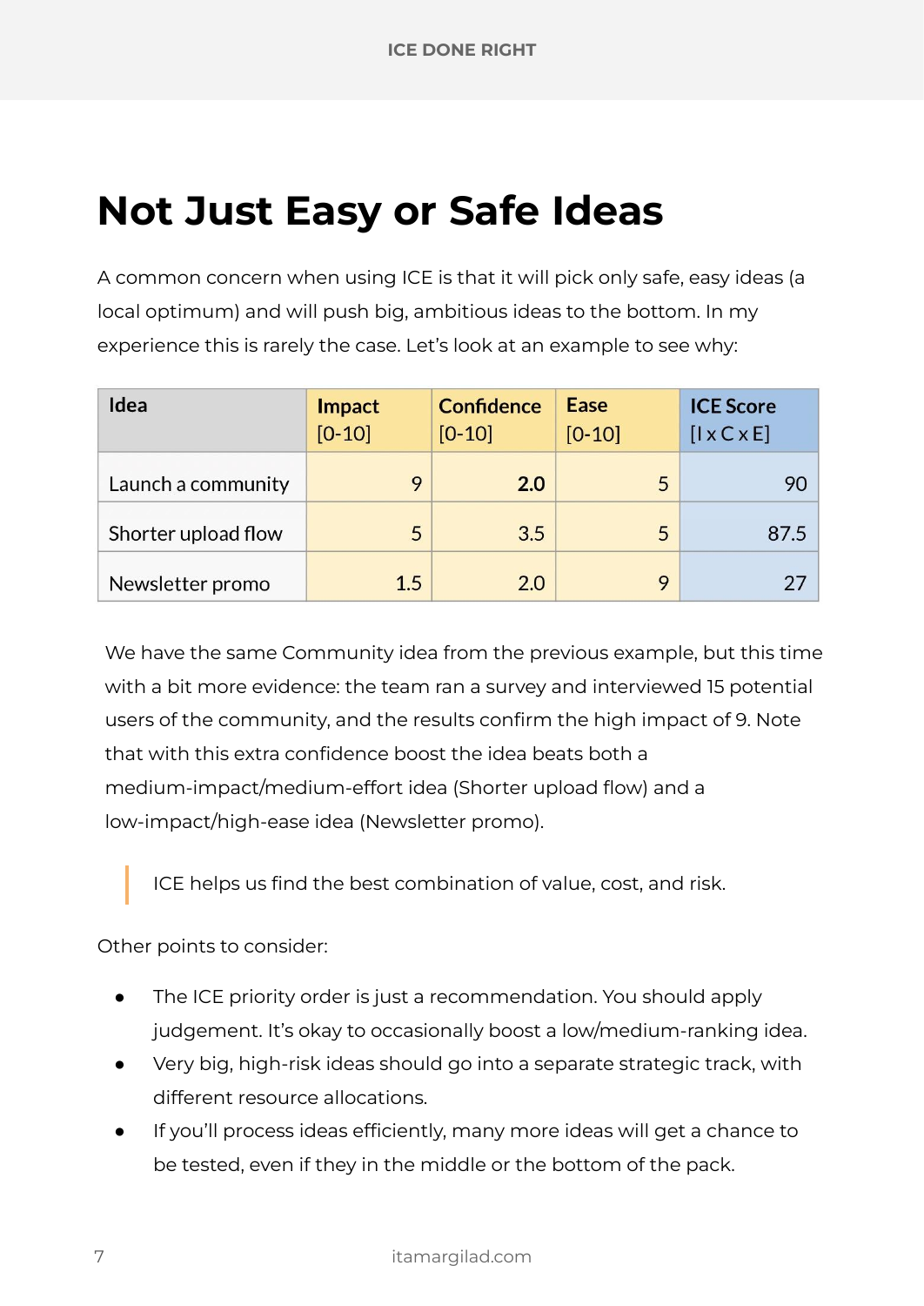# Not Just Easy or Safe Ideas

A common concern when using ICE is that it will pick only safe, easy ideas (a local optimum) and will push big, ambitious ideas to the bottom. In my experience this is rarely the case. Let's look at an example to see why:

| Idea | Impact [0-10] | Confidence [0-10] | Ease [0-10] | ICE Score [I x C x E] |
|---|---|---|---|---|
| Launch a community | 9 | **2.0** | 5 | 90 |
| Shorter upload flow | 5 | 3.5 | 5 | 87.5 |
| Newsletter promo | 1.5 | 2.0 | 9 | 27 |

We have the same Community idea from the previous example, but this time with a bit more evidence: the team ran a survey and interviewed 15 potential users of the community, and the results confirm the high impact of 9. Note that with this extra confidence boost the idea beats both a medium-impact/medium-effort idea (Shorter upload flow) and a low-impact/high-ease idea (Newsletter promo).

> ICE helps us find the best combination of value, cost, and risk.

Other points to consider:

- The ICE priority order is just a recommendation. You should apply judgement. It's okay to occasionally boost a low/medium-ranking idea.
- Very big, high-risk ideas should go into a separate strategic track, with different resource allocations.
- If you'll process ideas efficiently, many more ideas will get a chance to be tested, even if they in the middle or the bottom of the pack.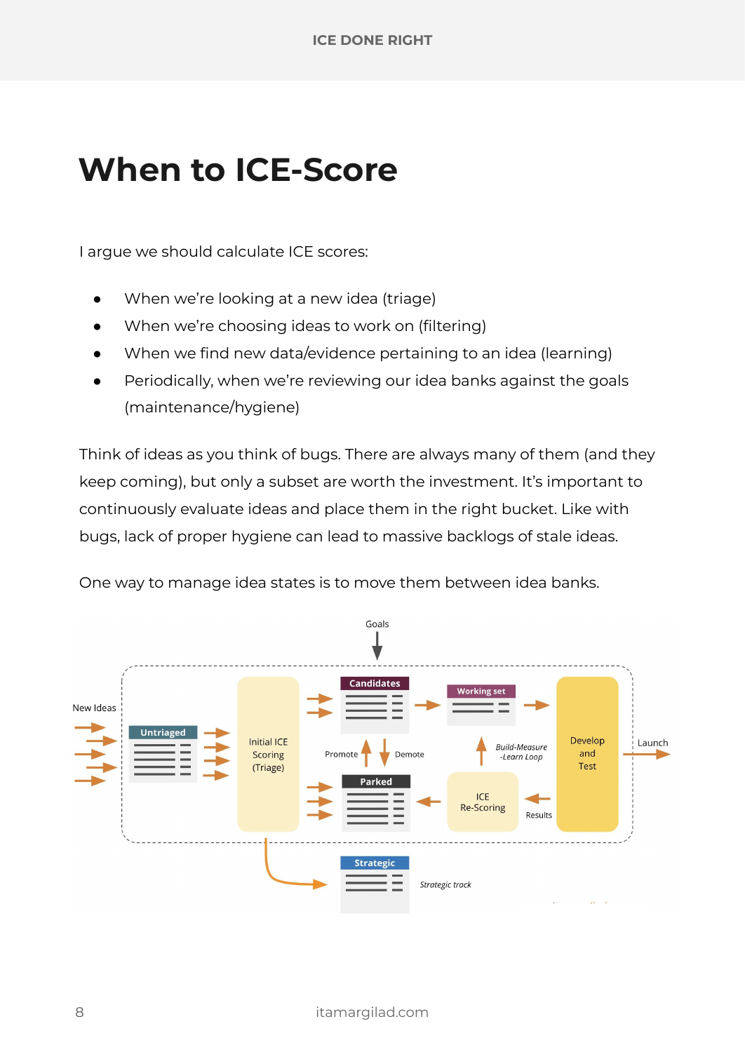# When to ICE-Score

I argue we should calculate ICE scores:

- When we're looking at a new idea (triage)
- When we're choosing ideas to work on (filtering)
- When we find new data/evidence pertaining to an idea (learning)
- Periodically, when we're reviewing our idea banks against the goals (maintenance/hygiene)

Think of ideas as you think of bugs. There are always many of them (and they keep coming), but only a subset are worth the investment. It's important to continuously evaluate ideas and place them in the right bucket. Like with bugs, lack of proper hygiene can lead to massive backlogs of stale ideas.

One way to manage idea states is to move them between idea banks.

Goals

New Ideas

Untriaged

Initial ICE Scoring (Triage)

Candidates

Promote

Demote

Parked

Working set

Build-Measure -Learn Loop

ICE Re-Scoring

Results

Develop and Test

Launch

Strategic

Strategic track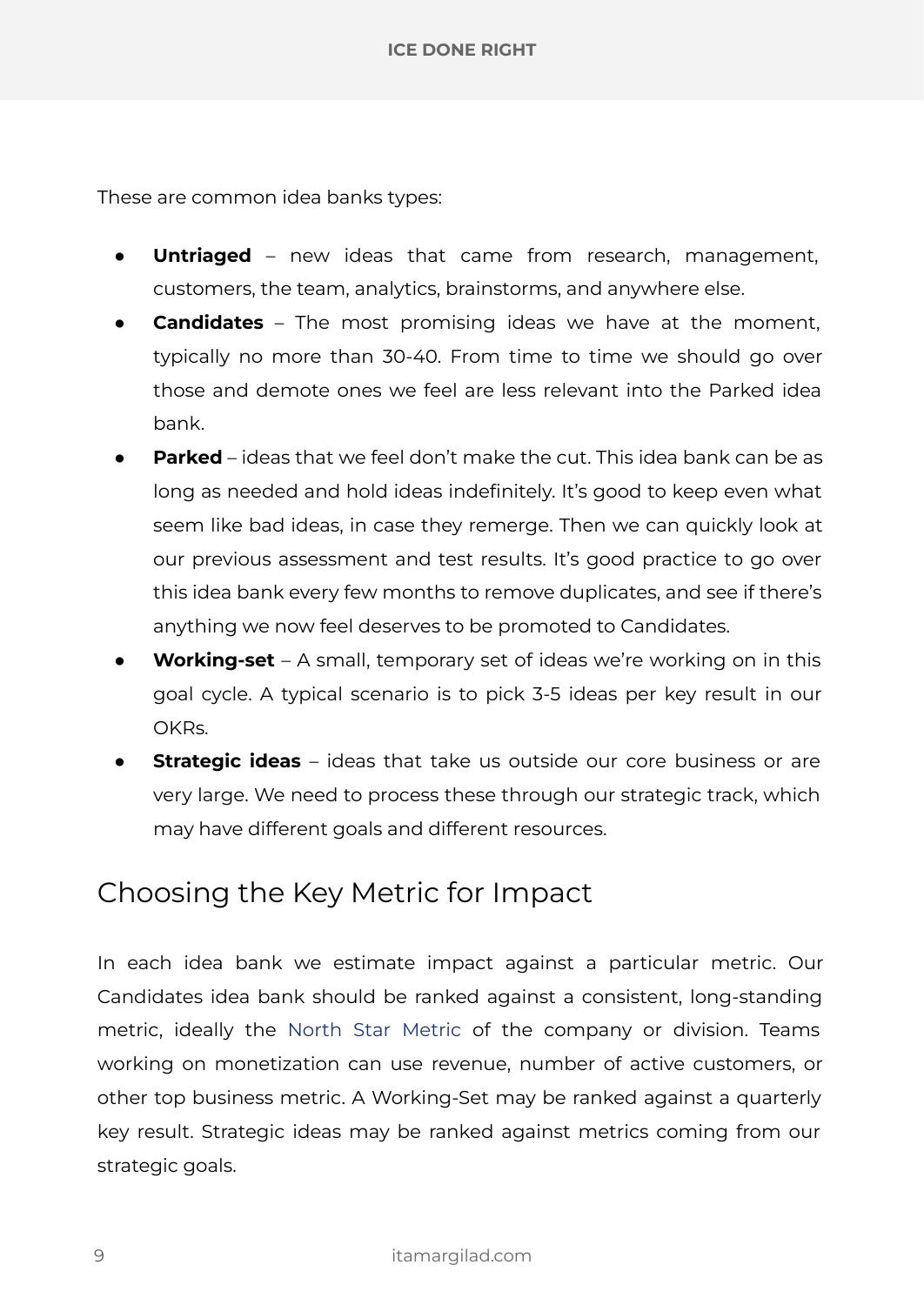These are common idea banks types:

- **Untriaged** – new ideas that came from research, management, customers, the team, analytics, brainstorms, and anywhere else.
- **Candidates** – The most promising ideas we have at the moment, typically no more than 30-40. From time to time we should go over those and demote ones we feel are less relevant into the Parked idea bank.
- **Parked** – ideas that we feel don't make the cut. This idea bank can be as long as needed and hold ideas indefinitely. It's good to keep even what seem like bad ideas, in case they remerge. Then we can quickly look at our previous assessment and test results. It's good practice to go over this idea bank every few months to remove duplicates, and see if there's anything we now feel deserves to be promoted to Candidates.
- **Working-set** – A small, temporary set of ideas we're working on in this goal cycle. A typical scenario is to pick 3-5 ideas per key result in our OKRs.
- **Strategic ideas** – ideas that take us outside our core business or are very large. We need to process these through our strategic track, which may have different goals and different resources.

## Choosing the Key Metric for Impact

In each idea bank we estimate impact against a particular metric. Our Candidates idea bank should be ranked against a consistent, long-standing metric, ideally the North Star Metric of the company or division. Teams working on monetization can use revenue, number of active customers, or other top business metric. A Working-Set may be ranked against a quarterly key result. Strategic ideas may be ranked against metrics coming from our strategic goals.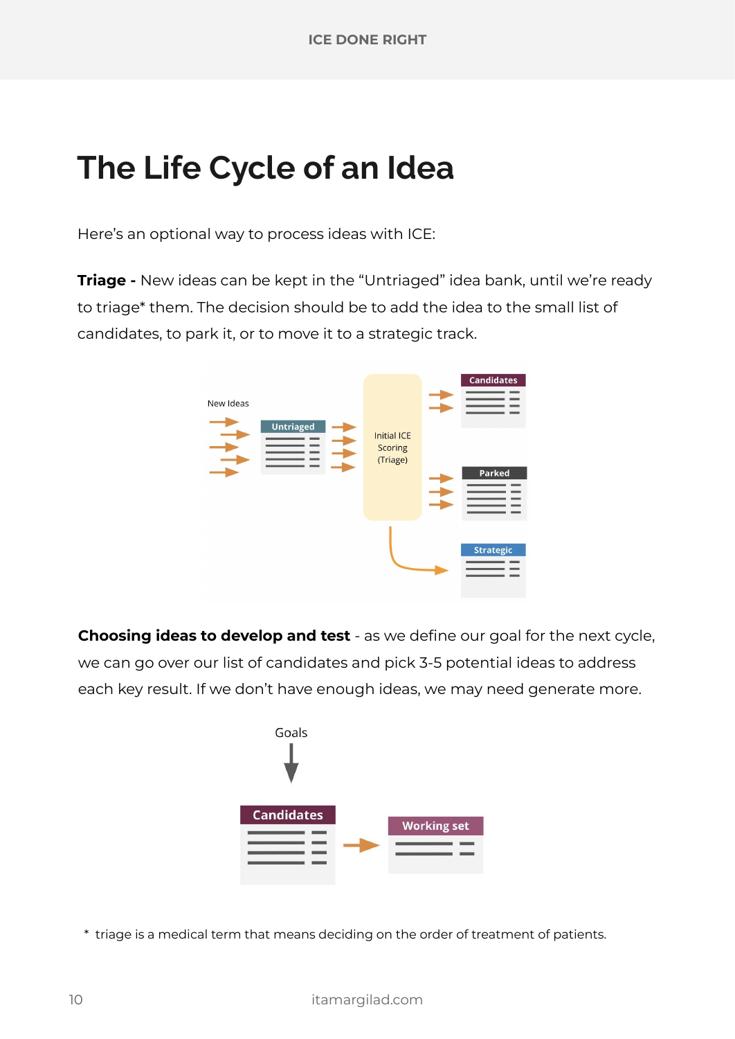# The Life Cycle of an Idea

Here's an optional way to process ideas with ICE:

**Triage -** New ideas can be kept in the "Untriaged" idea bank, until we're ready to triage* them. The decision should be to add the idea to the small list of candidates, to park it, or to move it to a strategic track.

New Ideas

Untriaged

Initial ICE Scoring (Triage)

Candidates

Parked

Strategic

**Choosing ideas to develop and test** - as we define our goal for the next cycle, we can go over our list of candidates and pick 3-5 potential ideas to address each key result. If we don't have enough ideas, we may need generate more.

Goals

Candidates

Working set

\* triage is a medical term that means deciding on the order of treatment of patients.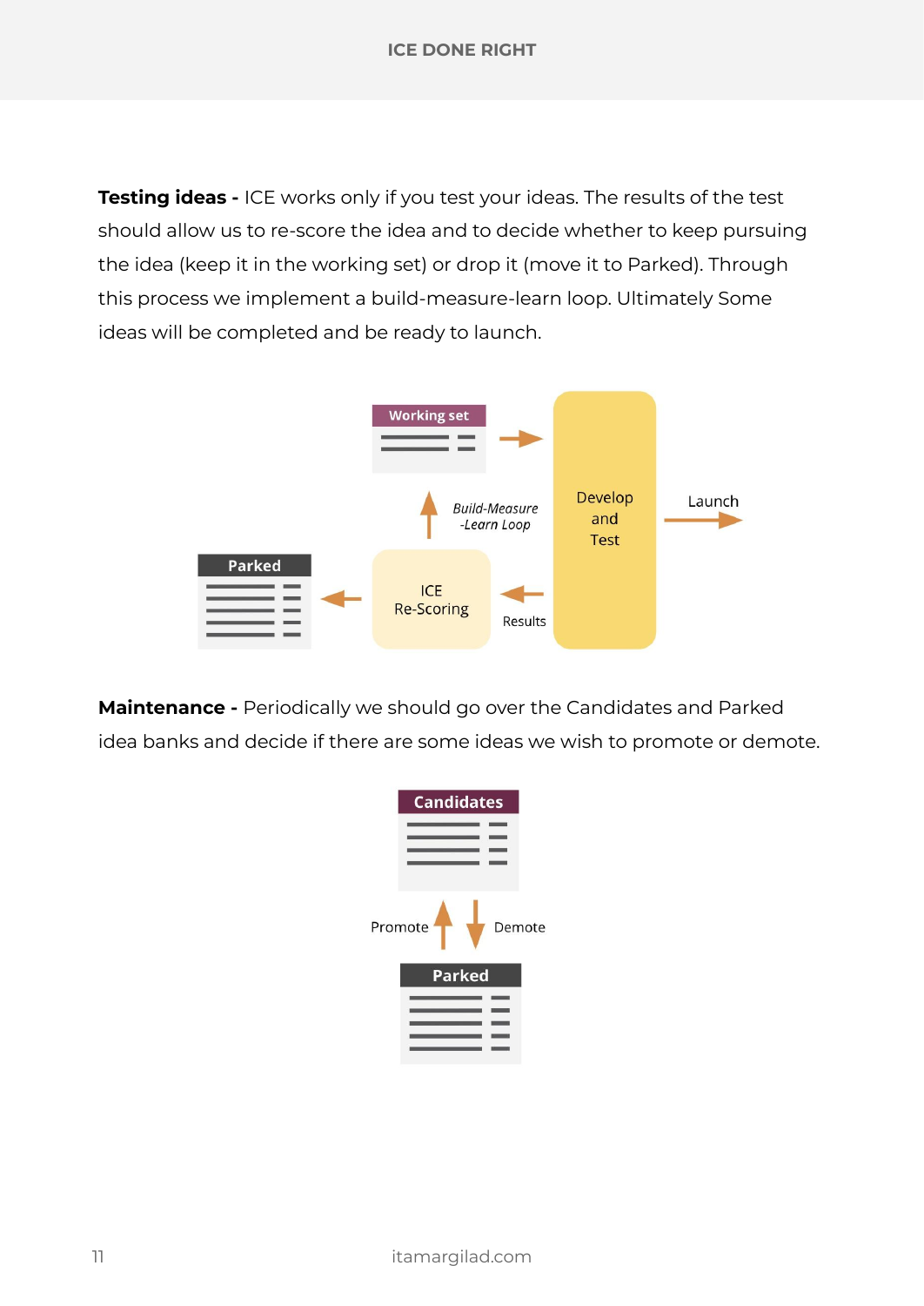**Testing ideas -** ICE works only if you test your ideas. The results of the test should allow us to re-score the idea and to decide whether to keep pursuing the idea (keep it in the working set) or drop it (move it to Parked). Through this process we implement a build-measure-learn loop. Ultimately Some ideas will be completed and be ready to launch.

Working set

Build-Measure -Learn Loop

Develop and Test

Launch

Parked

ICE Re-Scoring

Results

**Maintenance -** Periodically we should go over the Candidates and Parked idea banks and decide if there are some ideas we wish to promote or demote.

Candidates

Promote

Demote

Parked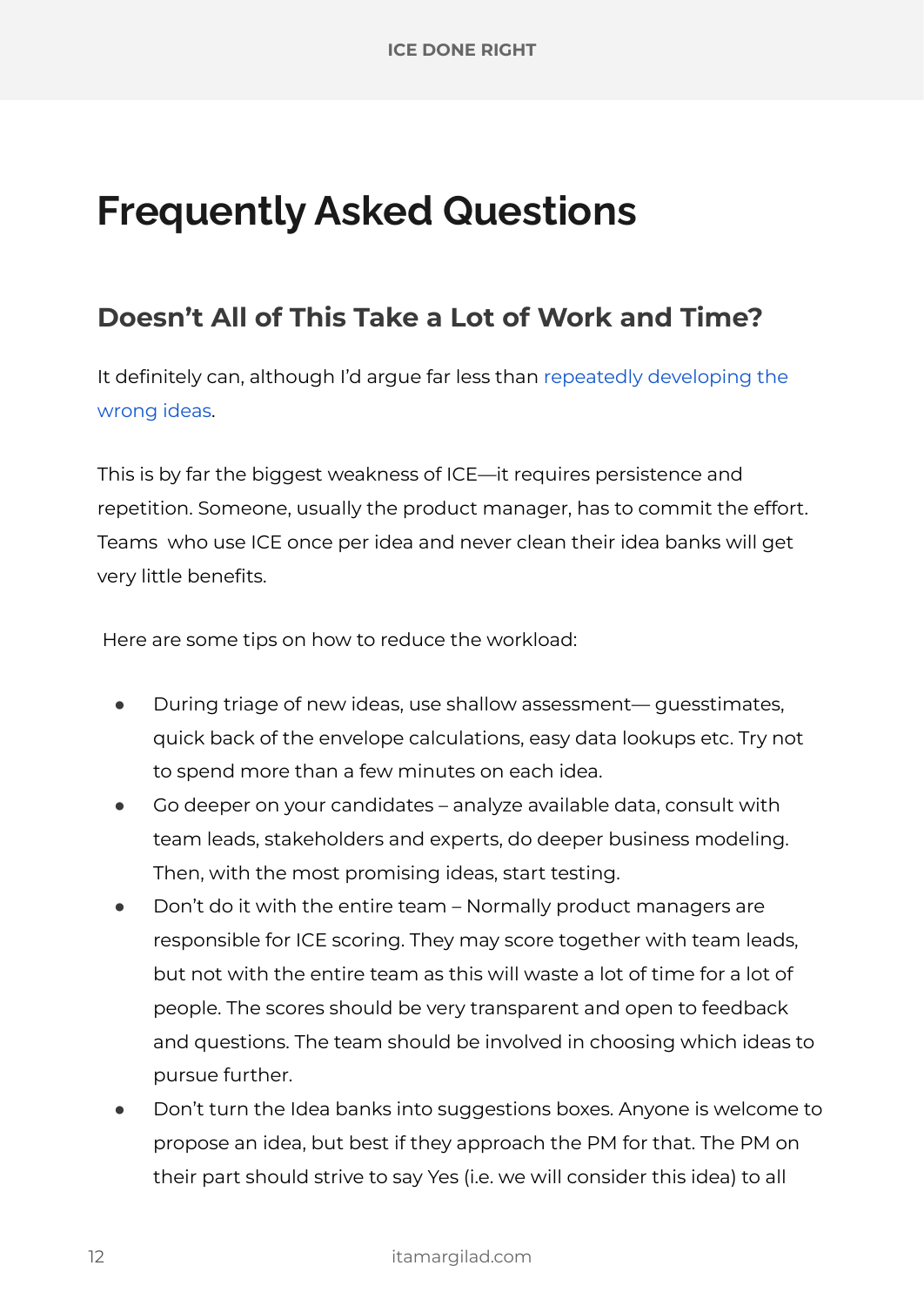# Frequently Asked Questions

## Doesn't All of This Take a Lot of Work and Time?

It definitely can, although I'd argue far less than repeatedly developing the wrong ideas.

This is by far the biggest weakness of ICE—it requires persistence and repetition. Someone, usually the product manager, has to commit the effort. Teams who use ICE once per idea and never clean their idea banks will get very little benefits.

Here are some tips on how to reduce the workload:

- During triage of new ideas, use shallow assessment— guesstimates, quick back of the envelope calculations, easy data lookups etc. Try not to spend more than a few minutes on each idea.
- Go deeper on your candidates – analyze available data, consult with team leads, stakeholders and experts, do deeper business modeling. Then, with the most promising ideas, start testing.
- Don't do it with the entire team – Normally product managers are responsible for ICE scoring. They may score together with team leads, but not with the entire team as this will waste a lot of time for a lot of people. The scores should be very transparent and open to feedback and questions. The team should be involved in choosing which ideas to pursue further.
- Don't turn the Idea banks into suggestions boxes. Anyone is welcome to propose an idea, but best if they approach the PM for that. The PM on their part should strive to say Yes (i.e. we will consider this idea) to all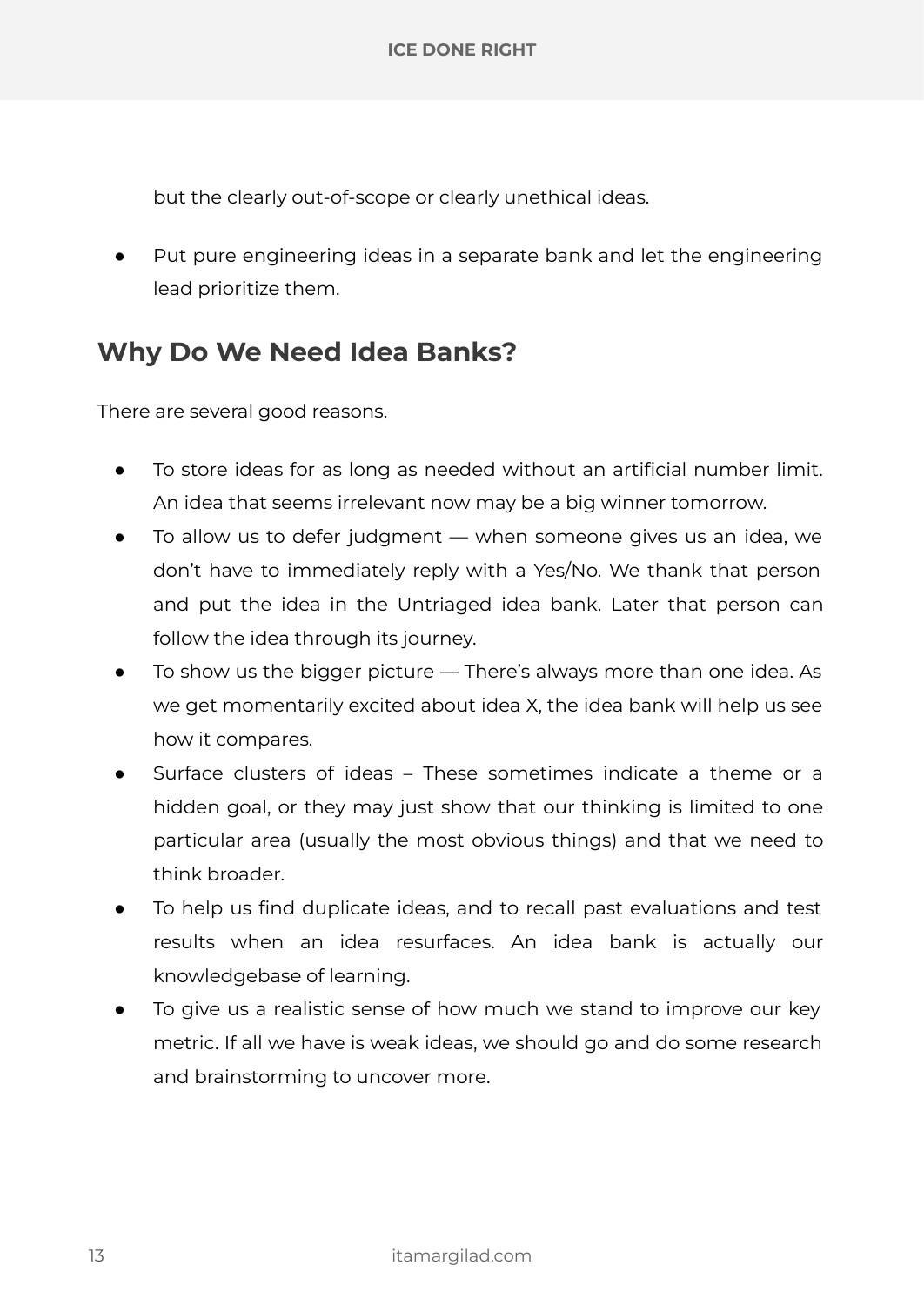but the clearly out-of-scope or clearly unethical ideas.

- Put pure engineering ideas in a separate bank and let the engineering lead prioritize them.

## Why Do We Need Idea Banks?

There are several good reasons.

- To store ideas for as long as needed without an artificial number limit. An idea that seems irrelevant now may be a big winner tomorrow.
- To allow us to defer judgment — when someone gives us an idea, we don't have to immediately reply with a Yes/No. We thank that person and put the idea in the Untriaged idea bank. Later that person can follow the idea through its journey.
- To show us the bigger picture — There's always more than one idea. As we get momentarily excited about idea X, the idea bank will help us see how it compares.
- Surface clusters of ideas – These sometimes indicate a theme or a hidden goal, or they may just show that our thinking is limited to one particular area (usually the most obvious things) and that we need to think broader.
- To help us find duplicate ideas, and to recall past evaluations and test results when an idea resurfaces. An idea bank is actually our knowledgebase of learning.
- To give us a realistic sense of how much we stand to improve our key metric. If all we have is weak ideas, we should go and do some research and brainstorming to uncover more.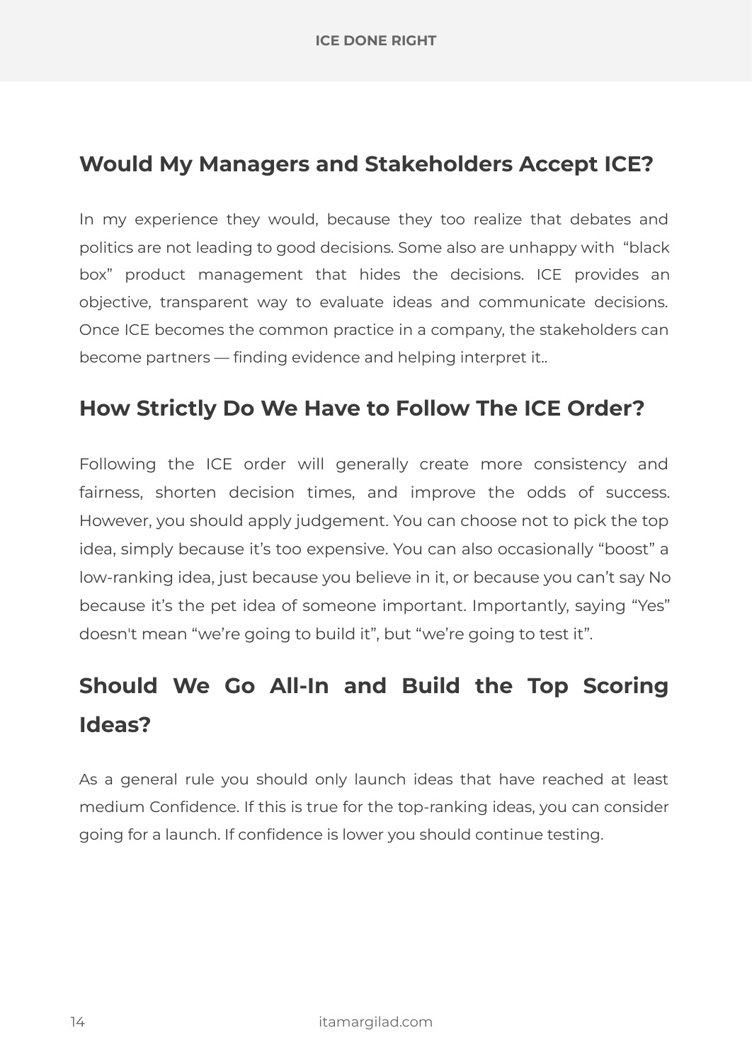## Would My Managers and Stakeholders Accept ICE?

In my experience they would, because they too realize that debates and politics are not leading to good decisions. Some also are unhappy with "black box" product management that hides the decisions. ICE provides an objective, transparent way to evaluate ideas and communicate decisions. Once ICE becomes the common practice in a company, the stakeholders can become partners — finding evidence and helping interpret it..

## How Strictly Do We Have to Follow The ICE Order?

Following the ICE order will generally create more consistency and fairness, shorten decision times, and improve the odds of success. However, you should apply judgement. You can choose not to pick the top idea, simply because it's too expensive. You can also occasionally "boost" a low-ranking idea, just because you believe in it, or because you can't say No because it's the pet idea of someone important. Importantly, saying "Yes" doesn't mean "we're going to build it", but "we're going to test it".

## Should We Go All-In and Build the Top Scoring Ideas?

As a general rule you should only launch ideas that have reached at least medium Confidence. If this is true for the top-ranking ideas, you can consider going for a launch. If confidence is lower you should continue testing.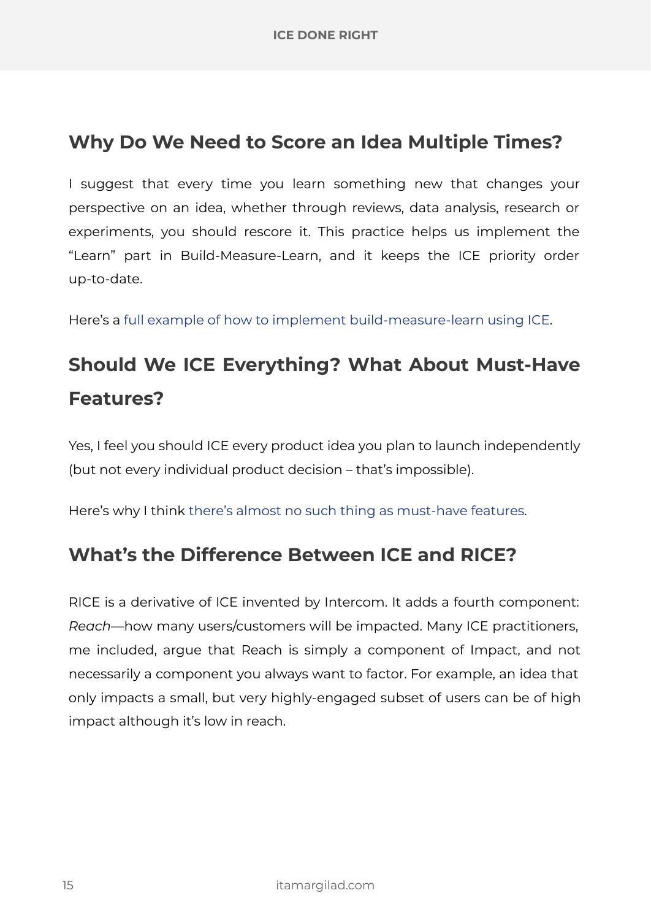## Why Do We Need to Score an Idea Multiple Times?

I suggest that every time you learn something new that changes your perspective on an idea, whether through reviews, data analysis, research or experiments, you should rescore it. This practice helps us implement the "Learn" part in Build-Measure-Learn, and it keeps the ICE priority order up-to-date.

Here's a full example of how to implement build-measure-learn using ICE.

## Should We ICE Everything? What About Must-Have Features?

Yes, I feel you should ICE every product idea you plan to launch independently (but not every individual product decision – that's impossible).

Here's why I think there's almost no such thing as must-have features.

## What's the Difference Between ICE and RICE?

RICE is a derivative of ICE invented by Intercom. It adds a fourth component: *Reach*—how many users/customers will be impacted. Many ICE practitioners, me included, argue that Reach is simply a component of Impact, and not necessarily a component you always want to factor. For example, an idea that only impacts a small, but very highly-engaged subset of users can be of high impact although it's low in reach.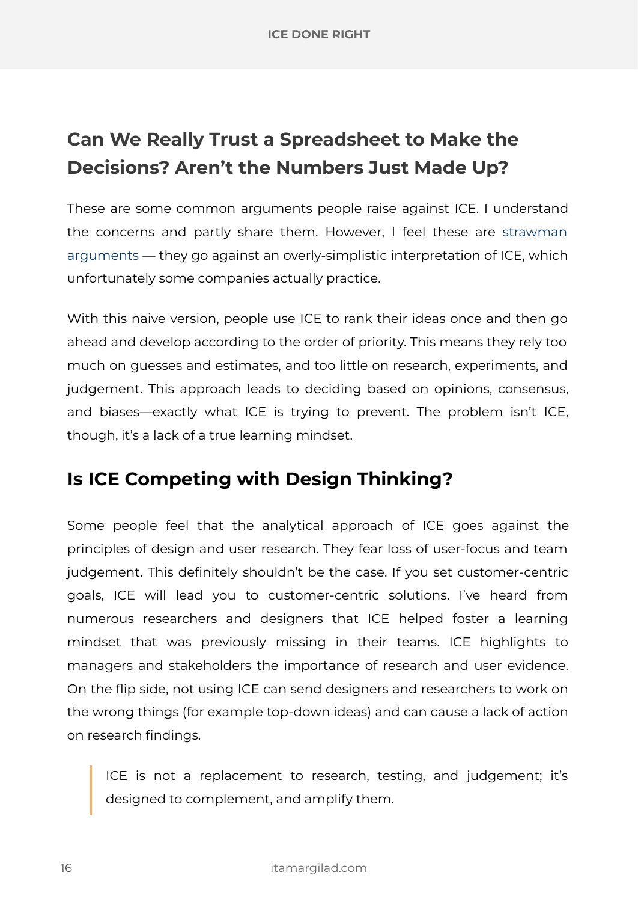## Can We Really Trust a Spreadsheet to Make the Decisions? Aren't the Numbers Just Made Up?

These are some common arguments people raise against ICE. I understand the concerns and partly share them. However, I feel these are strawman arguments — they go against an overly-simplistic interpretation of ICE, which unfortunately some companies actually practice.

With this naive version, people use ICE to rank their ideas once and then go ahead and develop according to the order of priority. This means they rely too much on guesses and estimates, and too little on research, experiments, and judgement. This approach leads to deciding based on opinions, consensus, and biases—exactly what ICE is trying to prevent. The problem isn't ICE, though, it's a lack of a true learning mindset.

## Is ICE Competing with Design Thinking?

Some people feel that the analytical approach of ICE goes against the principles of design and user research. They fear loss of user-focus and team judgement. This definitely shouldn't be the case. If you set customer-centric goals, ICE will lead you to customer-centric solutions. I've heard from numerous researchers and designers that ICE helped foster a learning mindset that was previously missing in their teams. ICE highlights to managers and stakeholders the importance of research and user evidence. On the flip side, not using ICE can send designers and researchers to work on the wrong things (for example top-down ideas) and can cause a lack of action on research findings.

> ICE is not a replacement to research, testing, and judgement; it's designed to complement, and amplify them.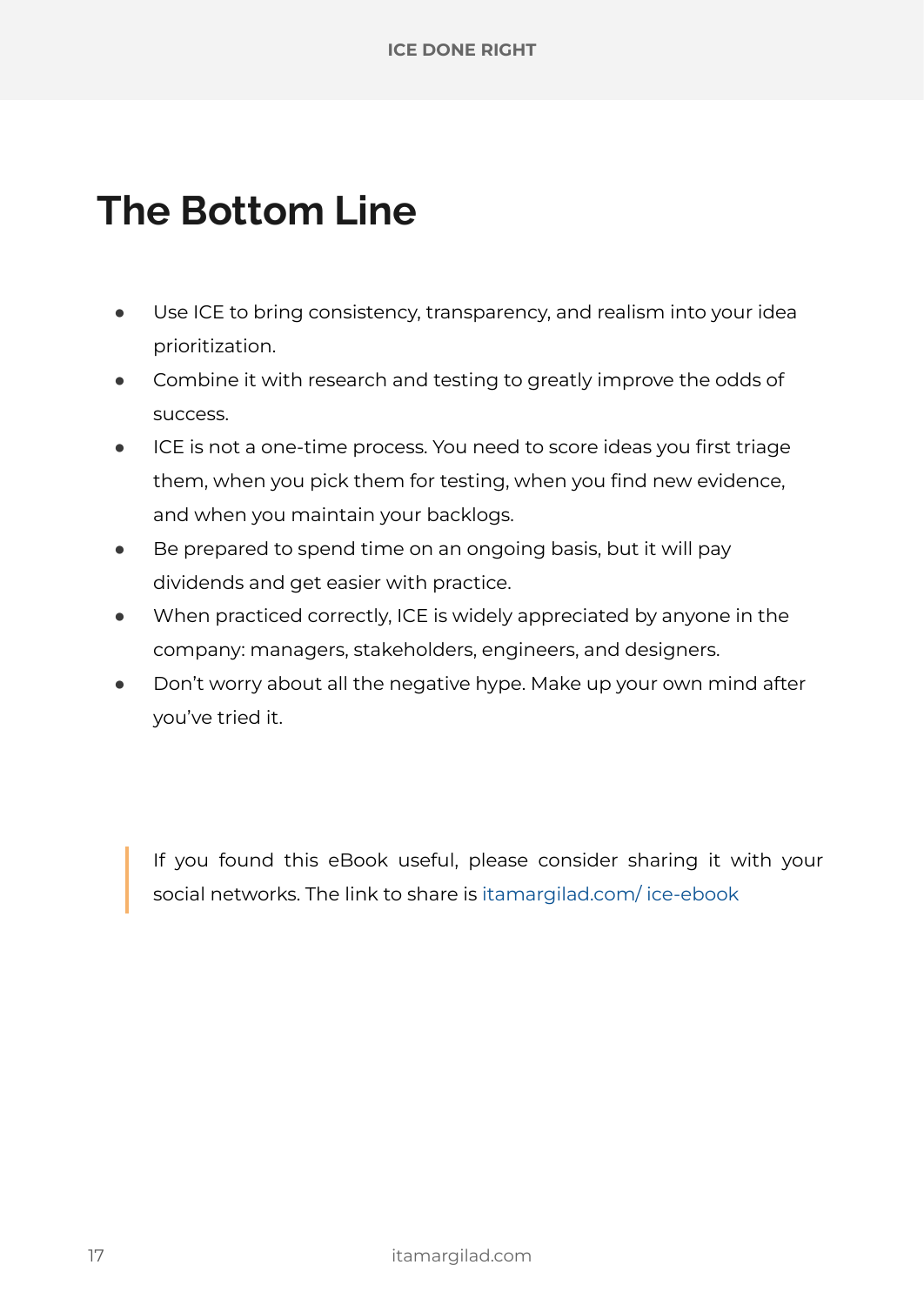# The Bottom Line

- Use ICE to bring consistency, transparency, and realism into your idea prioritization.
- Combine it with research and testing to greatly improve the odds of success.
- ICE is not a one-time process. You need to score ideas you first triage them, when you pick them for testing, when you find new evidence, and when you maintain your backlogs.
- Be prepared to spend time on an ongoing basis, but it will pay dividends and get easier with practice.
- When practiced correctly, ICE is widely appreciated by anyone in the company: managers, stakeholders, engineers, and designers.
- Don't worry about all the negative hype. Make up your own mind after you've tried it.

> If you found this eBook useful, please consider sharing it with your social networks. The link to share is itamargilad.com/ ice-ebook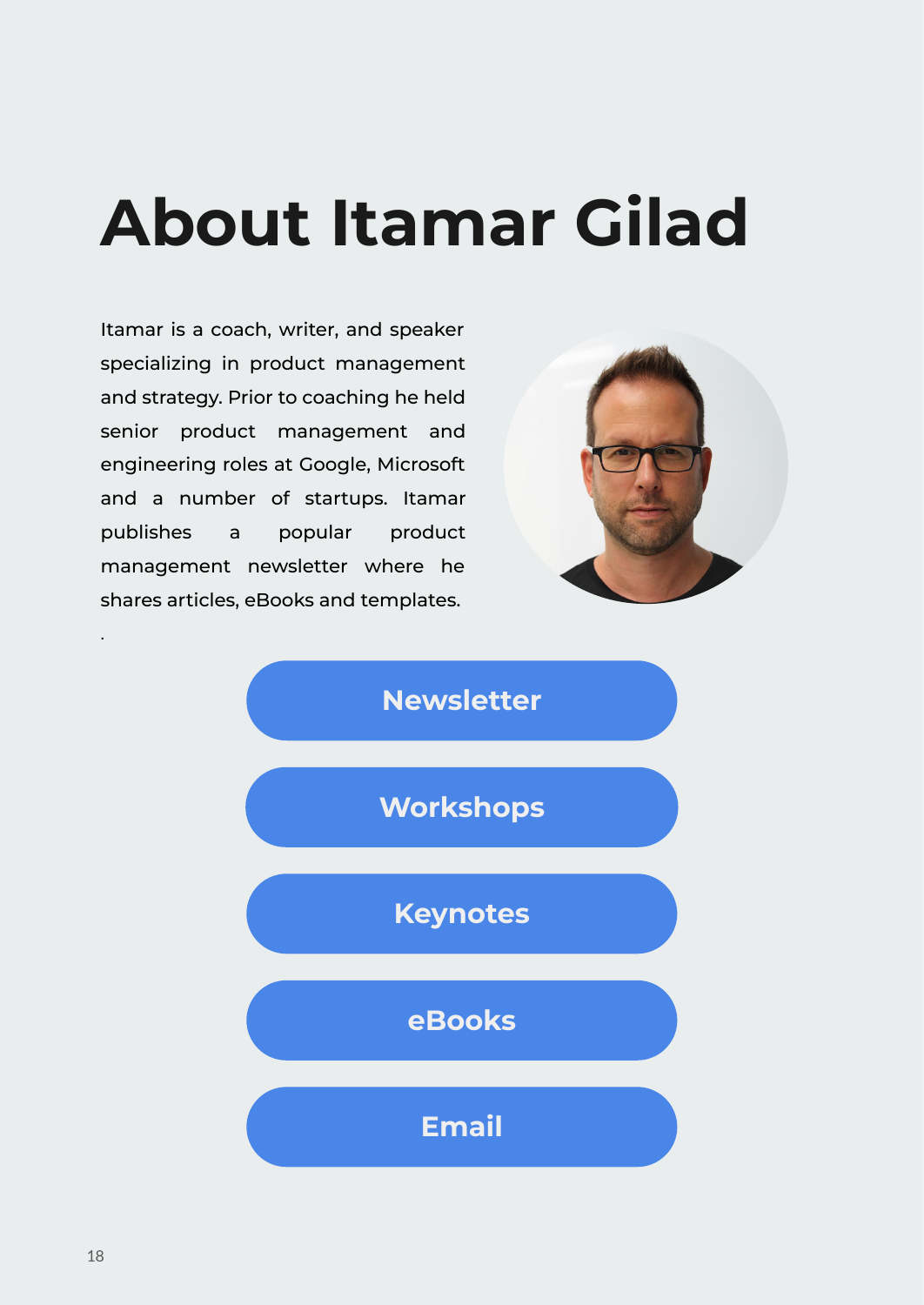# About Itamar Gilad

Itamar is a coach, writer, and speaker specializing in product management and strategy. Prior to coaching he held senior product management and engineering roles at Google, Microsoft and a number of startups. Itamar publishes a popular product management newsletter where he shares articles, eBooks and templates.

.

**Newsletter**

**Workshops**

**Keynotes**

**eBooks**

**Email**